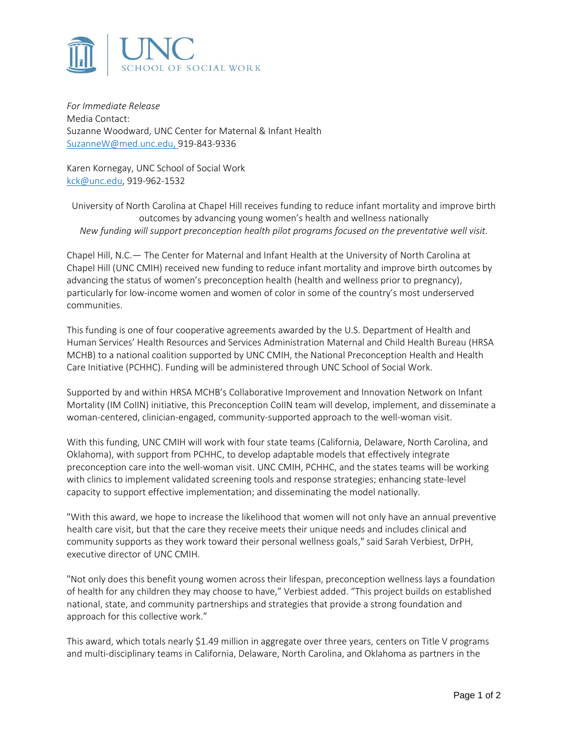UNC SCHOOL OF SOCIAL WORK

*For Immediate Release*
Media Contact:
Suzanne Woodward, UNC Center for Maternal & Infant Health
SuzanneW@med.unc.edu, 919-843-9336

Karen Kornegay, UNC School of Social Work
kck@unc.edu, 919-962-1532

# University of North Carolina at Chapel Hill receives funding to reduce infant mortality and improve birth outcomes by advancing young women's health and wellness nationally

*New funding will support preconception health pilot programs focused on the preventative well visit.*

Chapel Hill, N.C.— The Center for Maternal and Infant Health at the University of North Carolina at Chapel Hill (UNC CMIH) received new funding to reduce infant mortality and improve birth outcomes by advancing the status of women's preconception health (health and wellness prior to pregnancy), particularly for low-income women and women of color in some of the country's most underserved communities.

This funding is one of four cooperative agreements awarded by the U.S. Department of Health and Human Services' Health Resources and Services Administration Maternal and Child Health Bureau (HRSA MCHB) to a national coalition supported by UNC CMIH, the National Preconception Health and Health Care Initiative (PCHHC). Funding will be administered through UNC School of Social Work.

Supported by and within HRSA MCHB's Collaborative Improvement and Innovation Network on Infant Mortality (IM CoIIN) initiative, this Preconception CoIIN team will develop, implement, and disseminate a woman-centered, clinician-engaged, community-supported approach to the well-woman visit.

With this funding, UNC CMIH will work with four state teams (California, Delaware, North Carolina, and Oklahoma), with support from PCHHC, to develop adaptable models that effectively integrate preconception care into the well-woman visit. UNC CMIH, PCHHC, and the states teams will be working with clinics to implement validated screening tools and response strategies; enhancing state-level capacity to support effective implementation; and disseminating the model nationally.

"With this award, we hope to increase the likelihood that women will not only have an annual preventive health care visit, but that the care they receive meets their unique needs and includes clinical and community supports as they work toward their personal wellness goals," said Sarah Verbiest, DrPH, executive director of UNC CMIH.

"Not only does this benefit young women across their lifespan, preconception wellness lays a foundation of health for any children they may choose to have," Verbiest added. "This project builds on established national, state, and community partnerships and strategies that provide a strong foundation and approach for this collective work."

This award, which totals nearly $1.49 million in aggregate over three years, centers on Title V programs and multi-disciplinary teams in California, Delaware, North Carolina, and Oklahoma as partners in the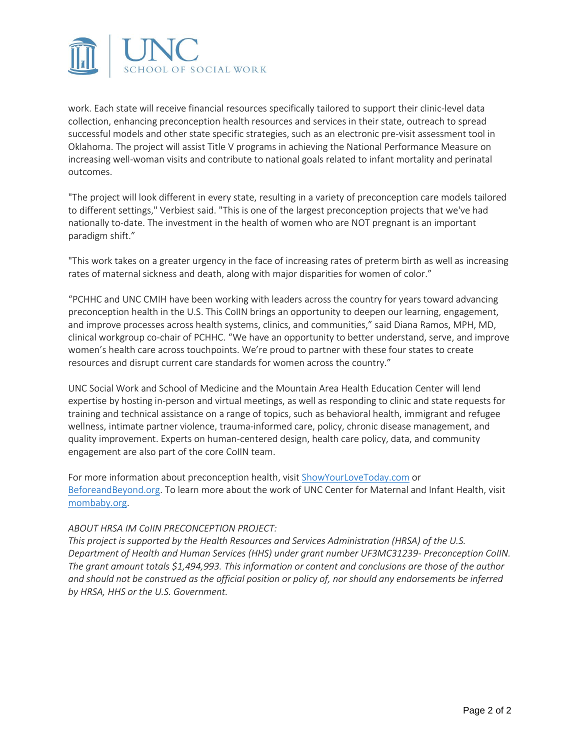work. Each state will receive financial resources specifically tailored to support their clinic-level data collection, enhancing preconception health resources and services in their state, outreach to spread successful models and other state specific strategies, such as an electronic pre-visit assessment tool in Oklahoma. The project will assist Title V programs in achieving the National Performance Measure on increasing well-woman visits and contribute to national goals related to infant mortality and perinatal outcomes.

"The project will look different in every state, resulting in a variety of preconception care models tailored to different settings," Verbiest said. "This is one of the largest preconception projects that we've had nationally to-date. The investment in the health of women who are NOT pregnant is an important paradigm shift."

"This work takes on a greater urgency in the face of increasing rates of preterm birth as well as increasing rates of maternal sickness and death, along with major disparities for women of color."

"PCHHC and UNC CMIH have been working with leaders across the country for years toward advancing preconception health in the U.S. This CoIIN brings an opportunity to deepen our learning, engagement, and improve processes across health systems, clinics, and communities," said Diana Ramos, MPH, MD, clinical workgroup co-chair of PCHHC. "We have an opportunity to better understand, serve, and improve women's health care across touchpoints. We're proud to partner with these four states to create resources and disrupt current care standards for women across the country."

UNC Social Work and School of Medicine and the Mountain Area Health Education Center will lend expertise by hosting in-person and virtual meetings, as well as responding to clinic and state requests for training and technical assistance on a range of topics, such as behavioral health, immigrant and refugee wellness, intimate partner violence, trauma-informed care, policy, chronic disease management, and quality improvement. Experts on human-centered design, health care policy, data, and community engagement are also part of the core CoIIN team.

For more information about preconception health, visit [ShowYourLoveToday.com](ShowYourLoveToday.com) or [BeforeandBeyond.org](BeforeandBeyond.org). To learn more about the work of UNC Center for Maternal and Infant Health, visit [mombaby.org](mombaby.org).

*ABOUT HRSA IM CoIIN PRECONCEPTION PROJECT:*
*This project is supported by the Health Resources and Services Administration (HRSA) of the U.S. Department of Health and Human Services (HHS) under grant number UF3MC31239- Preconception CoIIN. The grant amount totals $1,494,993. This information or content and conclusions are those of the author and should not be construed as the official position or policy of, nor should any endorsements be inferred by HRSA, HHS or the U.S. Government.*